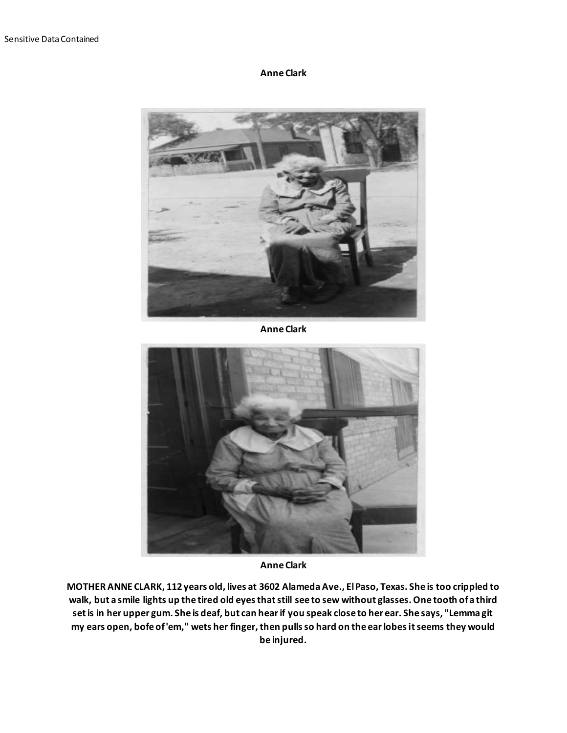Sensitive Data Contained

**Anne Clark**

**Anne Clark**

**Anne Clark**

**MOTHER ANNE CLARK, 112 years old, lives at 3602 Alameda Ave., El Paso, Texas. She is too crippled to walk, but a smile lights up the tired old eyes that still see to sew without glasses. One tooth of a third set is in her upper gum. She is deaf, but can hear if you speak close to her ear. She says, "Lemma git my ears open, bofe of 'em," wets her finger, then pulls so hard on the ear lobes it seems they would be injured.**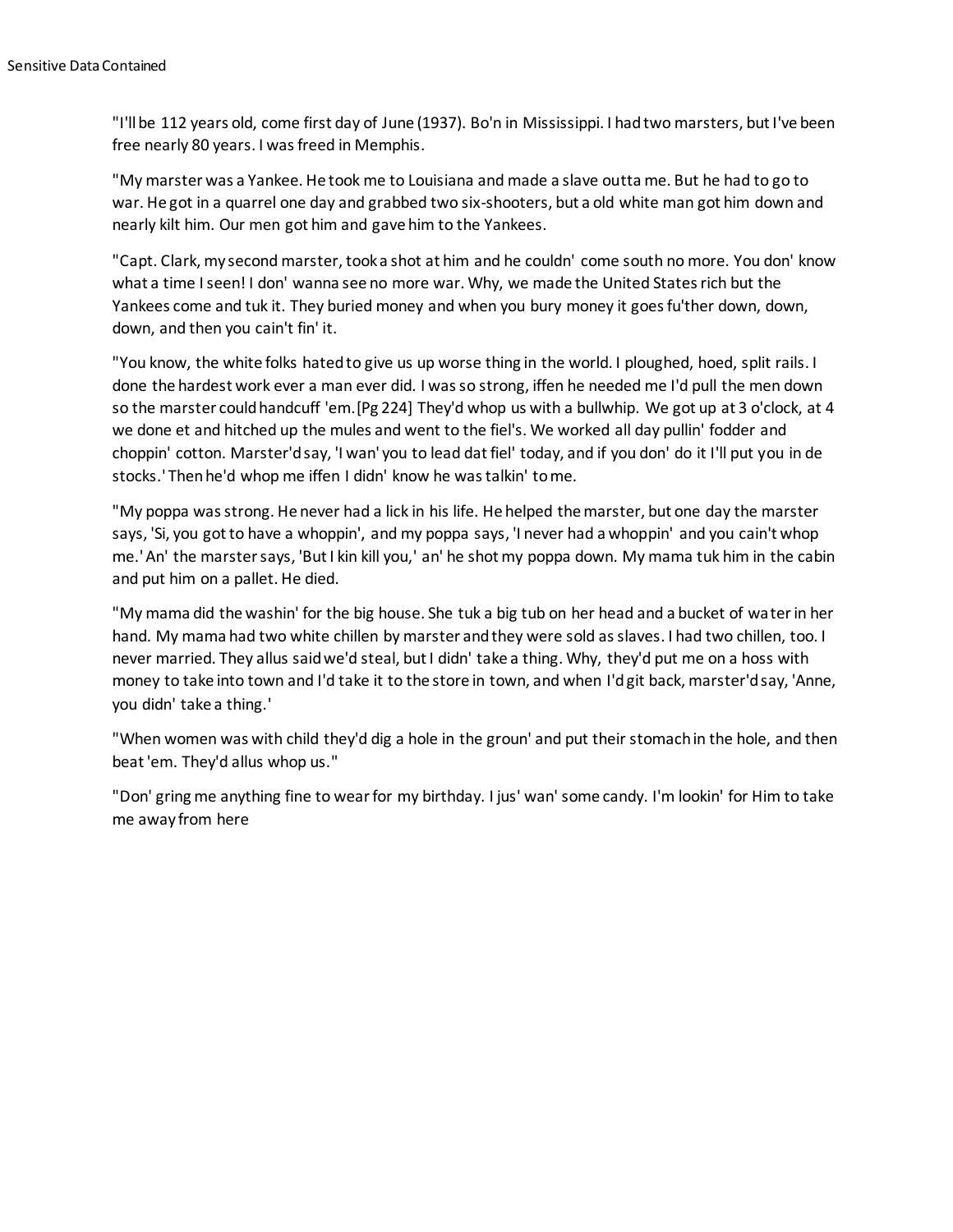"I'll be 112 years old, come first day of June (1937). Bo'n in Mississippi. I had two marsters, but I've been free nearly 80 years. I was freed in Memphis.

"My marster was a Yankee. He took me to Louisiana and made a slave outta me. But he had to go to war. He got in a quarrel one day and grabbed two six-shooters, but a old white man got him down and nearly kilt him. Our men got him and gave him to the Yankees.

"Capt. Clark, my second marster, took a shot at him and he couldn' come south no more. You don' know what a time I seen! I don' wanna see no more war. Why, we made the United States rich but the Yankees come and tuk it. They buried money and when you bury money it goes fu'ther down, down, down, and then you cain't fin' it.

"You know, the white folks hated to give us up worse thing in the world. I ploughed, hoed, split rails. I done the hardest work ever a man ever did. I was so strong, iffen he needed me I'd pull the men down so the marster could handcuff 'em.[Pg 224] They'd whop us with a bullwhip. We got up at 3 o'clock, at 4 we done et and hitched up the mules and went to the fiel's. We worked all day pullin' fodder and choppin' cotton. Marster'd say, 'I wan' you to lead dat fiel' today, and if you don' do it I'll put you in de stocks.' Then he'd whop me iffen I didn' know he was talkin' to me.

"My poppa was strong. He never had a lick in his life. He helped the marster, but one day the marster says, 'Si, you got to have a whoppin', and my poppa says, 'I never had a whoppin' and you cain't whop me.' An' the marster says, 'But I kin kill you,' an' he shot my poppa down. My mama tuk him in the cabin and put him on a pallet. He died.

"My mama did the washin' for the big house. She tuk a big tub on her head and a bucket of water in her hand. My mama had two white chillen by marster and they were sold as slaves. I had two chillen, too. I never married. They allus said we'd steal, but I didn' take a thing. Why, they'd put me on a hoss with money to take into town and I'd take it to the store in town, and when I'd git back, marster'd say, 'Anne, you didn' take a thing.'

"When women was with child they'd dig a hole in the groun' and put their stomach in the hole, and then beat 'em. They'd allus whop us."

"Don' gring me anything fine to wear for my birthday. I jus' wan' some candy. I'm lookin' for Him to take me away from here